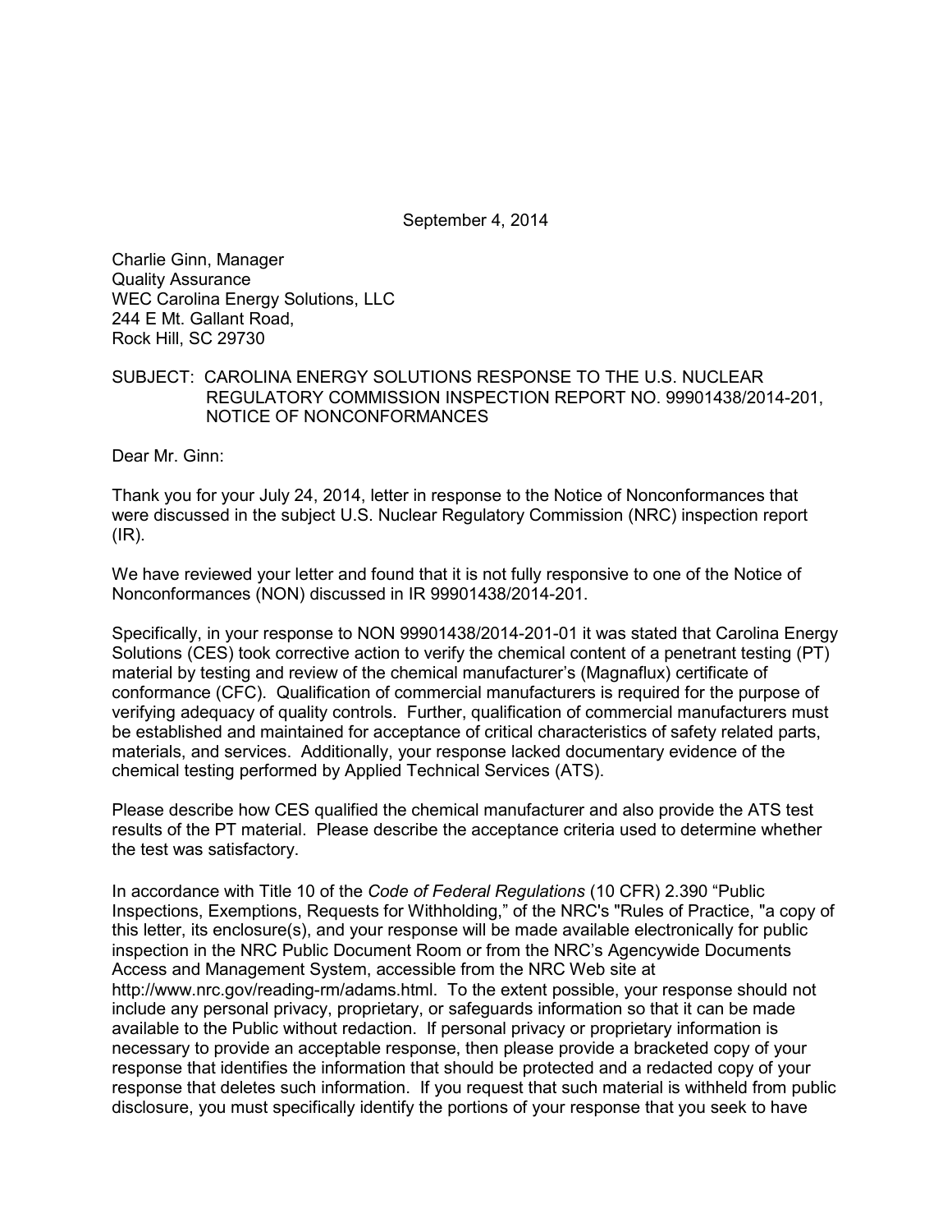September 4, 2014

Charlie Ginn, Manager  
Quality Assurance  
WEC Carolina Energy Solutions, LLC  
244 E Mt. Gallant Road,  
Rock Hill, SC 29730

SUBJECT: CAROLINA ENERGY SOLUTIONS RESPONSE TO THE U.S. NUCLEAR REGULATORY COMMISSION INSPECTION REPORT NO. 99901438/2014-201, NOTICE OF NONCONFORMANCES

Dear Mr. Ginn:

Thank you for your July 24, 2014, letter in response to the Notice of Nonconformances that were discussed in the subject U.S. Nuclear Regulatory Commission (NRC) inspection report (IR).

We have reviewed your letter and found that it is not fully responsive to one of the Notice of Nonconformances (NON) discussed in IR 99901438/2014-201.

Specifically, in your response to NON 99901438/2014-201-01 it was stated that Carolina Energy Solutions (CES) took corrective action to verify the chemical content of a penetrant testing (PT) material by testing and review of the chemical manufacturer's (Magnaflux) certificate of conformance (CFC). Qualification of commercial manufacturers is required for the purpose of verifying adequacy of quality controls. Further, qualification of commercial manufacturers must be established and maintained for acceptance of critical characteristics of safety related parts, materials, and services. Additionally, your response lacked documentary evidence of the chemical testing performed by Applied Technical Services (ATS).

Please describe how CES qualified the chemical manufacturer and also provide the ATS test results of the PT material. Please describe the acceptance criteria used to determine whether the test was satisfactory.

In accordance with Title 10 of the *Code of Federal Regulations* (10 CFR) 2.390 "Public Inspections, Exemptions, Requests for Withholding," of the NRC's "Rules of Practice, "a copy of this letter, its enclosure(s), and your response will be made available electronically for public inspection in the NRC Public Document Room or from the NRC's Agencywide Documents Access and Management System, accessible from the NRC Web site at http://www.nrc.gov/reading-rm/adams.html. To the extent possible, your response should not include any personal privacy, proprietary, or safeguards information so that it can be made available to the Public without redaction. If personal privacy or proprietary information is necessary to provide an acceptable response, then please provide a bracketed copy of your response that identifies the information that should be protected and a redacted copy of your response that deletes such information. If you request that such material is withheld from public disclosure, you must specifically identify the portions of your response that you seek to have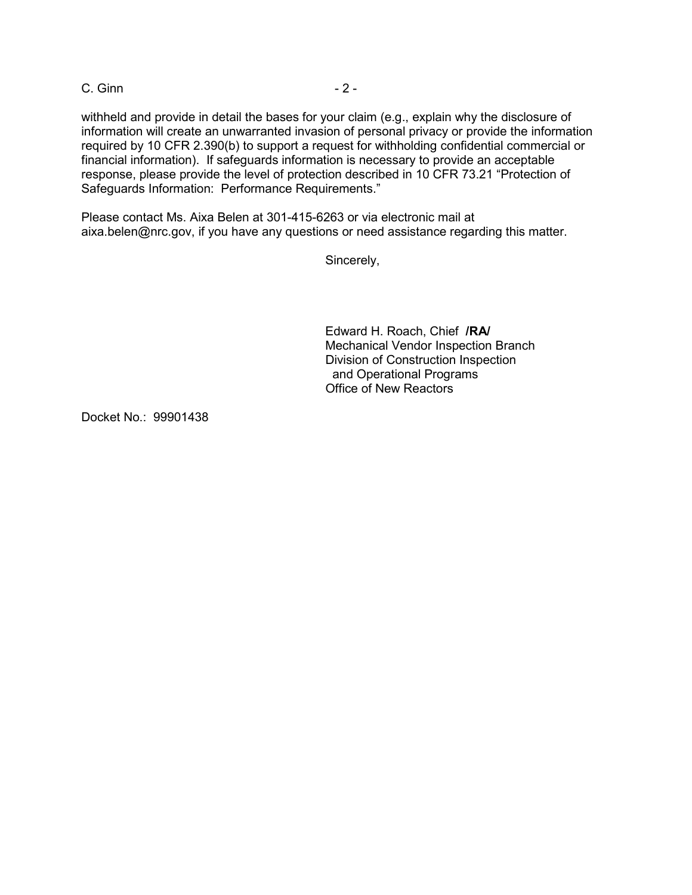withheld and provide in detail the bases for your claim (e.g., explain why the disclosure of information will create an unwarranted invasion of personal privacy or provide the information required by 10 CFR 2.390(b) to support a request for withholding confidential commercial or financial information). If safeguards information is necessary to provide an acceptable response, please provide the level of protection described in 10 CFR 73.21 "Protection of Safeguards Information: Performance Requirements."

Please contact Ms. Aixa Belen at 301-415-6263 or via electronic mail at aixa.belen@nrc.gov, if you have any questions or need assistance regarding this matter.

Sincerely,

Edward H. Roach, Chief **/RA/**
Mechanical Vendor Inspection Branch
Division of Construction Inspection
and Operational Programs
Office of New Reactors

Docket No.: 99901438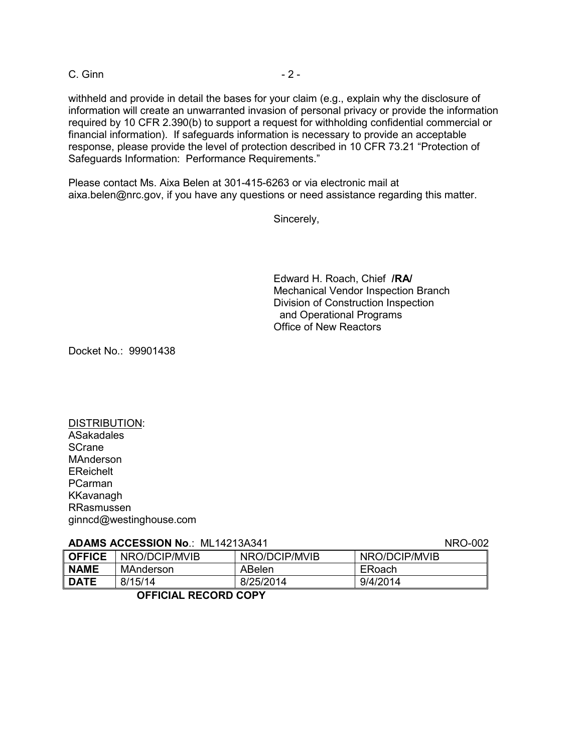withheld and provide in detail the bases for your claim (e.g., explain why the disclosure of information will create an unwarranted invasion of personal privacy or provide the information required by 10 CFR 2.390(b) to support a request for withholding confidential commercial or financial information). If safeguards information is necessary to provide an acceptable response, please provide the level of protection described in 10 CFR 73.21 "Protection of Safeguards Information: Performance Requirements."

Please contact Ms. Aixa Belen at 301-415-6263 or via electronic mail at aixa.belen@nrc.gov, if you have any questions or need assistance regarding this matter.

Sincerely,

Edward H. Roach, Chief **/RA/**
Mechanical Vendor Inspection Branch
Division of Construction Inspection
and Operational Programs
Office of New Reactors

Docket No.: 99901438

DISTRIBUTION:
ASakadales
SCrane
MAnderson
EReichelt
PCarman
KKavanagh
RRasmussen
ginncd@westinghouse.com

**ADAMS ACCESSION No**.: ML14213A341 NRO-002

| | | | |
|---|---|---|---|
| **OFFICE** | NRO/DCIP/MVIB | NRO/DCIP/MVIB | NRO/DCIP/MVIB |
| **NAME** | MAnderson | ABelen | ERoach |
| **DATE** | 8/15/14 | 8/25/2014 | 9/4/2014 |

**OFFICIAL RECORD COPY**